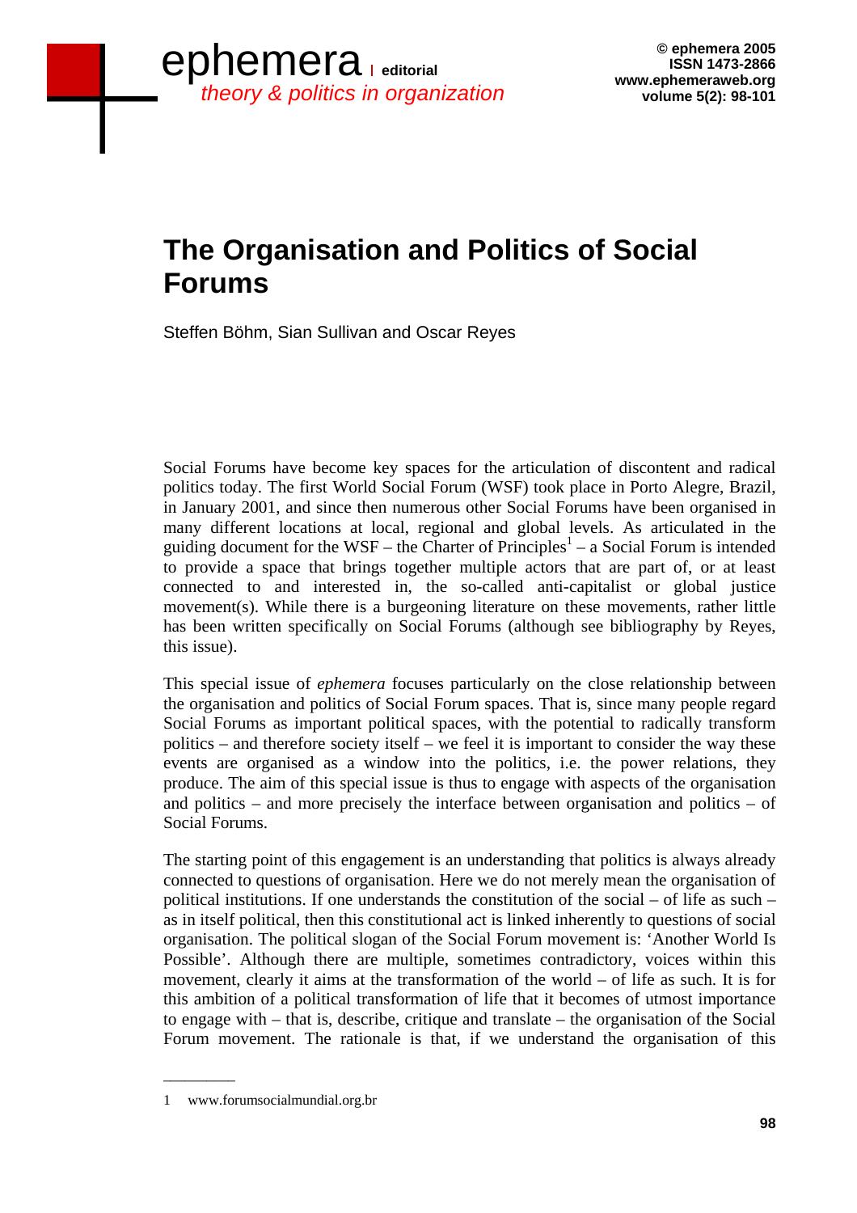# The Organisation and Politics of Social Forums

Steffen Böhm, Sian Sullivan and Oscar Reyes

Social Forums have become key spaces for the articulation of discontent and radical politics today. The first World Social Forum (WSF) took place in Porto Alegre, Brazil, in January 2001, and since then numerous other Social Forums have been organised in many different locations at local, regional and global levels. As articulated in the guiding document for the WSF – the Charter of Principles[1] – a Social Forum is intended to provide a space that brings together multiple actors that are part of, or at least connected to and interested in, the so-called anti-capitalist or global justice movement(s). While there is a burgeoning literature on these movements, rather little has been written specifically on Social Forums (although see bibliography by Reyes, this issue).

This special issue of *ephemera* focuses particularly on the close relationship between the organisation and politics of Social Forum spaces. That is, since many people regard Social Forums as important political spaces, with the potential to radically transform politics – and therefore society itself – we feel it is important to consider the way these events are organised as a window into the politics, i.e. the power relations, they produce. The aim of this special issue is thus to engage with aspects of the organisation and politics – and more precisely the interface between organisation and politics – of Social Forums.

The starting point of this engagement is an understanding that politics is always already connected to questions of organisation. Here we do not merely mean the organisation of political institutions. If one understands the constitution of the social – of life as such – as in itself political, then this constitutional act is linked inherently to questions of social organisation. The political slogan of the Social Forum movement is: 'Another World Is Possible'. Although there are multiple, sometimes contradictory, voices within this movement, clearly it aims at the transformation of the world – of life as such. It is for this ambition of a political transformation of life that it becomes of utmost importance to engage with – that is, describe, critique and translate – the organisation of the Social Forum movement. The rationale is that, if we understand the organisation of this

---

1 www.forumsocialmundial.org.br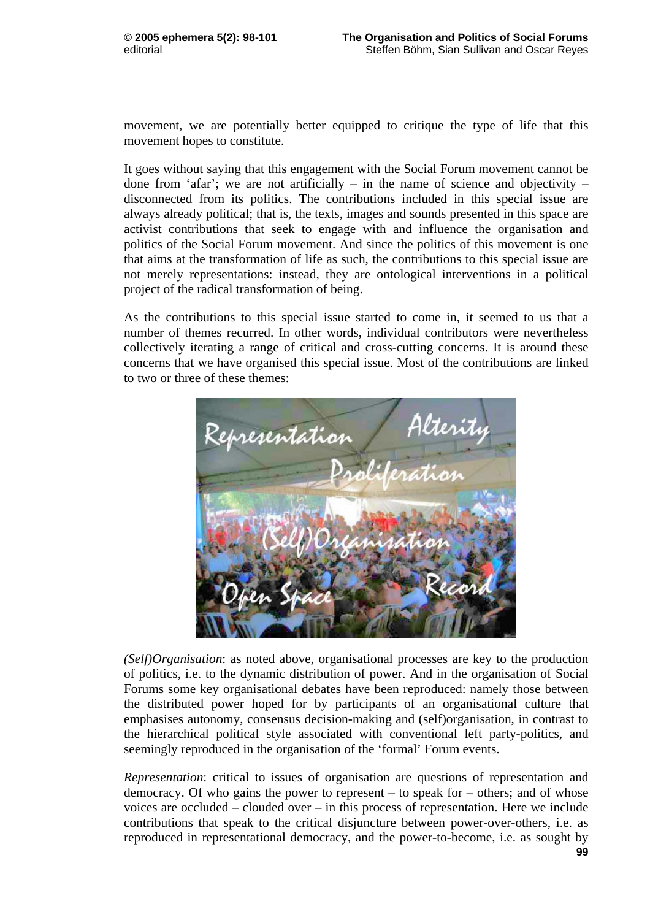movement, we are potentially better equipped to critique the type of life that this movement hopes to constitute.

It goes without saying that this engagement with the Social Forum movement cannot be done from 'afar'; we are not artificially – in the name of science and objectivity – disconnected from its politics. The contributions included in this special issue are always already political; that is, the texts, images and sounds presented in this space are activist contributions that seek to engage with and influence the organisation and politics of the Social Forum movement. And since the politics of this movement is one that aims at the transformation of life as such, the contributions to this special issue are not merely representations: instead, they are ontological interventions in a political project of the radical transformation of being.

As the contributions to this special issue started to come in, it seemed to us that a number of themes recurred. In other words, individual contributors were nevertheless collectively iterating a range of critical and cross-cutting concerns. It is around these concerns that we have organised this special issue. Most of the contributions are linked to two or three of these themes:

*(Self)Organisation*: as noted above, organisational processes are key to the production of politics, i.e. to the dynamic distribution of power. And in the organisation of Social Forums some key organisational debates have been reproduced: namely those between the distributed power hoped for by participants of an organisational culture that emphasises autonomy, consensus decision-making and (self)organisation, in contrast to the hierarchical political style associated with conventional left party-politics, and seemingly reproduced in the organisation of the 'formal' Forum events.

*Representation*: critical to issues of organisation are questions of representation and democracy. Of who gains the power to represent – to speak for – others; and of whose voices are occluded – clouded over – in this process of representation. Here we include contributions that speak to the critical disjuncture between power-over-others, i.e. as reproduced in representational democracy, and the power-to-become, i.e. as sought by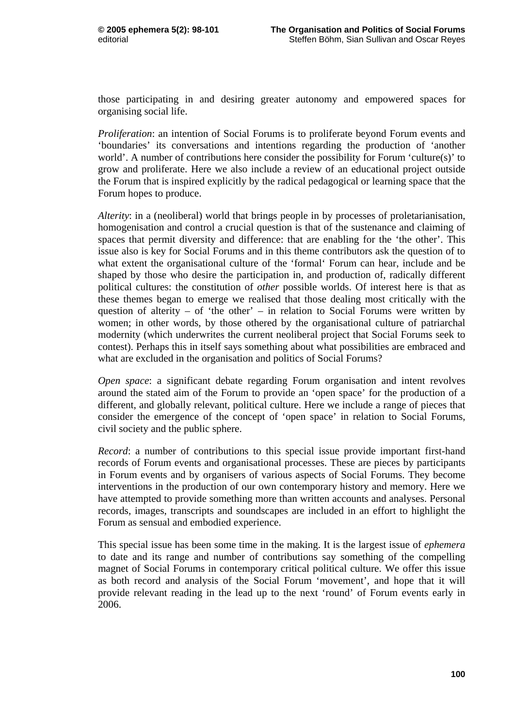those participating in and desiring greater autonomy and empowered spaces for organising social life.

*Proliferation*: an intention of Social Forums is to proliferate beyond Forum events and 'boundaries' its conversations and intentions regarding the production of 'another world'. A number of contributions here consider the possibility for Forum 'culture(s)' to grow and proliferate. Here we also include a review of an educational project outside the Forum that is inspired explicitly by the radical pedagogical or learning space that the Forum hopes to produce.

*Alterity*: in a (neoliberal) world that brings people in by processes of proletarianisation, homogenisation and control a crucial question is that of the sustenance and claiming of spaces that permit diversity and difference: that are enabling for the 'the other'. This issue also is key for Social Forums and in this theme contributors ask the question of to what extent the organisational culture of the 'formal' Forum can hear, include and be shaped by those who desire the participation in, and production of, radically different political cultures: the constitution of *other* possible worlds. Of interest here is that as these themes began to emerge we realised that those dealing most critically with the question of alterity – of 'the other' – in relation to Social Forums were written by women; in other words, by those othered by the organisational culture of patriarchal modernity (which underwrites the current neoliberal project that Social Forums seek to contest). Perhaps this in itself says something about what possibilities are embraced and what are excluded in the organisation and politics of Social Forums?

*Open space*: a significant debate regarding Forum organisation and intent revolves around the stated aim of the Forum to provide an 'open space' for the production of a different, and globally relevant, political culture. Here we include a range of pieces that consider the emergence of the concept of 'open space' in relation to Social Forums, civil society and the public sphere.

*Record*: a number of contributions to this special issue provide important first-hand records of Forum events and organisational processes. These are pieces by participants in Forum events and by organisers of various aspects of Social Forums. They become interventions in the production of our own contemporary history and memory. Here we have attempted to provide something more than written accounts and analyses. Personal records, images, transcripts and soundscapes are included in an effort to highlight the Forum as sensual and embodied experience.

This special issue has been some time in the making. It is the largest issue of *ephemera* to date and its range and number of contributions say something of the compelling magnet of Social Forums in contemporary critical political culture. We offer this issue as both record and analysis of the Social Forum 'movement', and hope that it will provide relevant reading in the lead up to the next 'round' of Forum events early in 2006.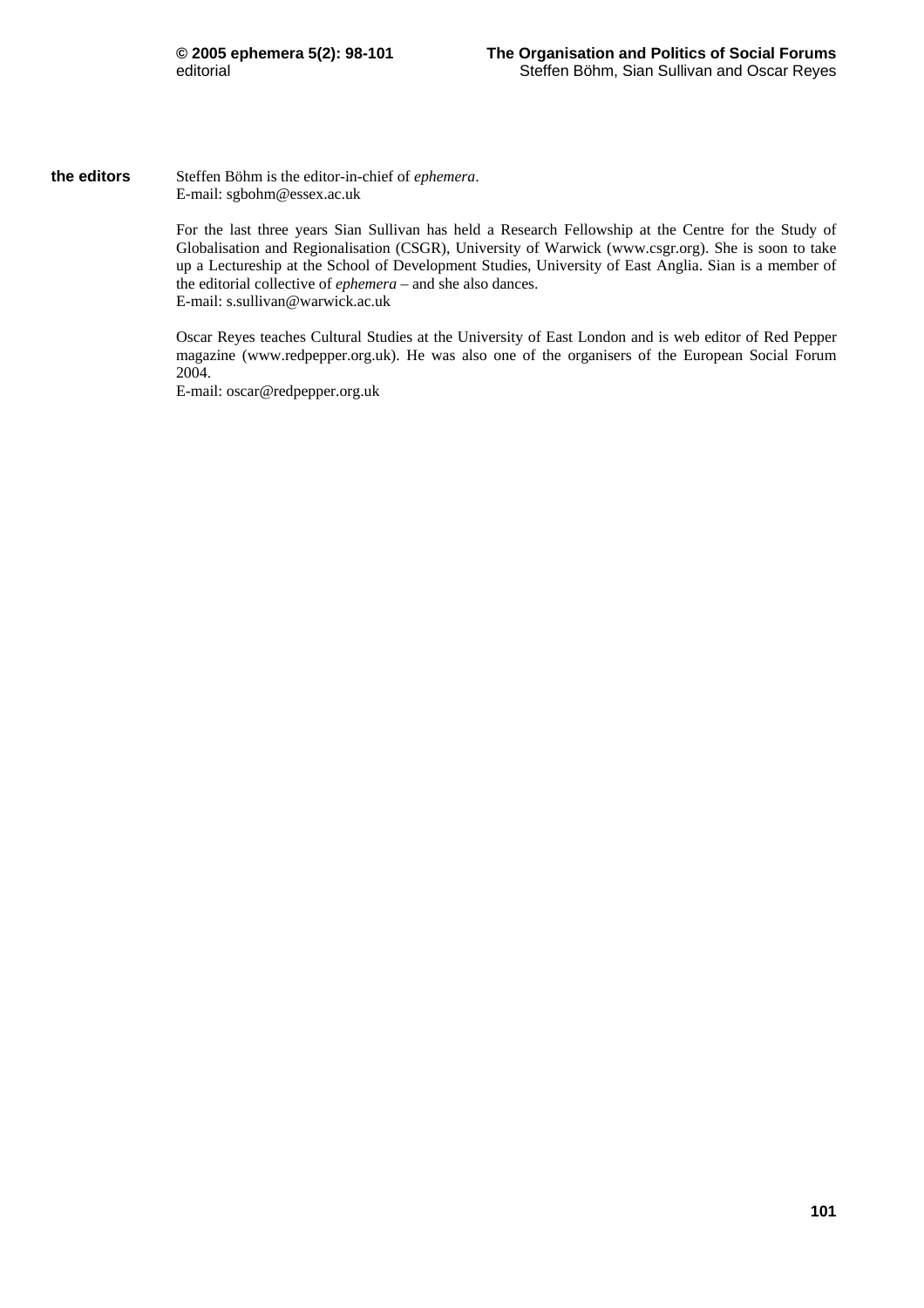**the editors**

Steffen Böhm is the editor-in-chief of *ephemera*.
E-mail: sgbohm@essex.ac.uk

For the last three years Sian Sullivan has held a Research Fellowship at the Centre for the Study of Globalisation and Regionalisation (CSGR), University of Warwick (www.csgr.org). She is soon to take up a Lectureship at the School of Development Studies, University of East Anglia. Sian is a member of the editorial collective of *ephemera* – and she also dances.
E-mail: s.sullivan@warwick.ac.uk

Oscar Reyes teaches Cultural Studies at the University of East London and is web editor of Red Pepper magazine (www.redpepper.org.uk). He was also one of the organisers of the European Social Forum 2004.
E-mail: oscar@redpepper.org.uk